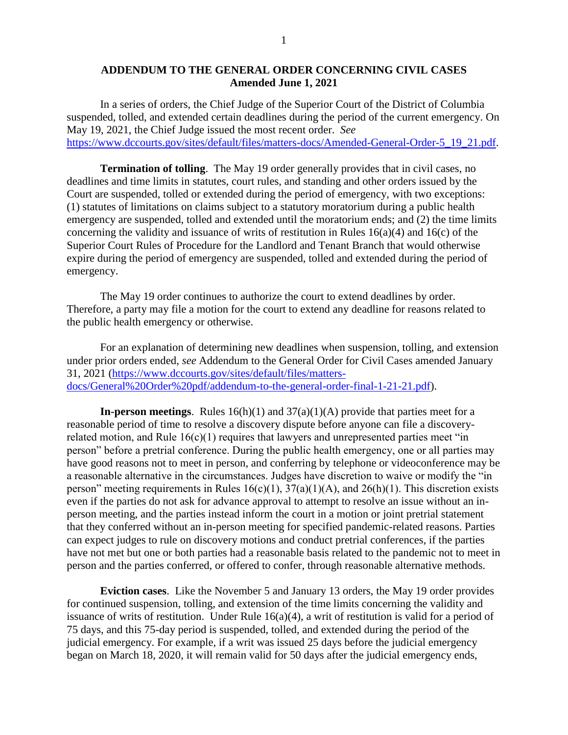## ADDENDUM TO THE GENERAL ORDER CONCERNING CIVIL CASES
**Amended June 1, 2021**

In a series of orders, the Chief Judge of the Superior Court of the District of Columbia suspended, tolled, and extended certain deadlines during the period of the current emergency. On May 19, 2021, the Chief Judge issued the most recent order. *See* https://www.dccourts.gov/sites/default/files/matters-docs/Amended-General-Order-5_19_21.pdf.

**Termination of tolling**. The May 19 order generally provides that in civil cases, no deadlines and time limits in statutes, court rules, and standing and other orders issued by the Court are suspended, tolled or extended during the period of emergency, with two exceptions: (1) statutes of limitations on claims subject to a statutory moratorium during a public health emergency are suspended, tolled and extended until the moratorium ends; and (2) the time limits concerning the validity and issuance of writs of restitution in Rules 16(a)(4) and 16(c) of the Superior Court Rules of Procedure for the Landlord and Tenant Branch that would otherwise expire during the period of emergency are suspended, tolled and extended during the period of emergency.

The May 19 order continues to authorize the court to extend deadlines by order. Therefore, a party may file a motion for the court to extend any deadline for reasons related to the public health emergency or otherwise.

For an explanation of determining new deadlines when suspension, tolling, and extension under prior orders ended, *see* Addendum to the General Order for Civil Cases amended January 31, 2021 (https://www.dccourts.gov/sites/default/files/matters-docs/General%20Order%20pdf/addendum-to-the-general-order-final-1-21-21.pdf).

**In-person meetings**. Rules 16(h)(1) and 37(a)(1)(A) provide that parties meet for a reasonable period of time to resolve a discovery dispute before anyone can file a discovery-related motion, and Rule 16(c)(1) requires that lawyers and unrepresented parties meet "in person" before a pretrial conference. During the public health emergency, one or all parties may have good reasons not to meet in person, and conferring by telephone or videoconference may be a reasonable alternative in the circumstances. Judges have discretion to waive or modify the "in person" meeting requirements in Rules 16(c)(1), 37(a)(1)(A), and 26(h)(1). This discretion exists even if the parties do not ask for advance approval to attempt to resolve an issue without an in-person meeting, and the parties instead inform the court in a motion or joint pretrial statement that they conferred without an in-person meeting for specified pandemic-related reasons. Parties can expect judges to rule on discovery motions and conduct pretrial conferences, if the parties have not met but one or both parties had a reasonable basis related to the pandemic not to meet in person and the parties conferred, or offered to confer, through reasonable alternative methods.

**Eviction cases**. Like the November 5 and January 13 orders, the May 19 order provides for continued suspension, tolling, and extension of the time limits concerning the validity and issuance of writs of restitution. Under Rule 16(a)(4), a writ of restitution is valid for a period of 75 days, and this 75-day period is suspended, tolled, and extended during the period of the judicial emergency. For example, if a writ was issued 25 days before the judicial emergency began on March 18, 2020, it will remain valid for 50 days after the judicial emergency ends,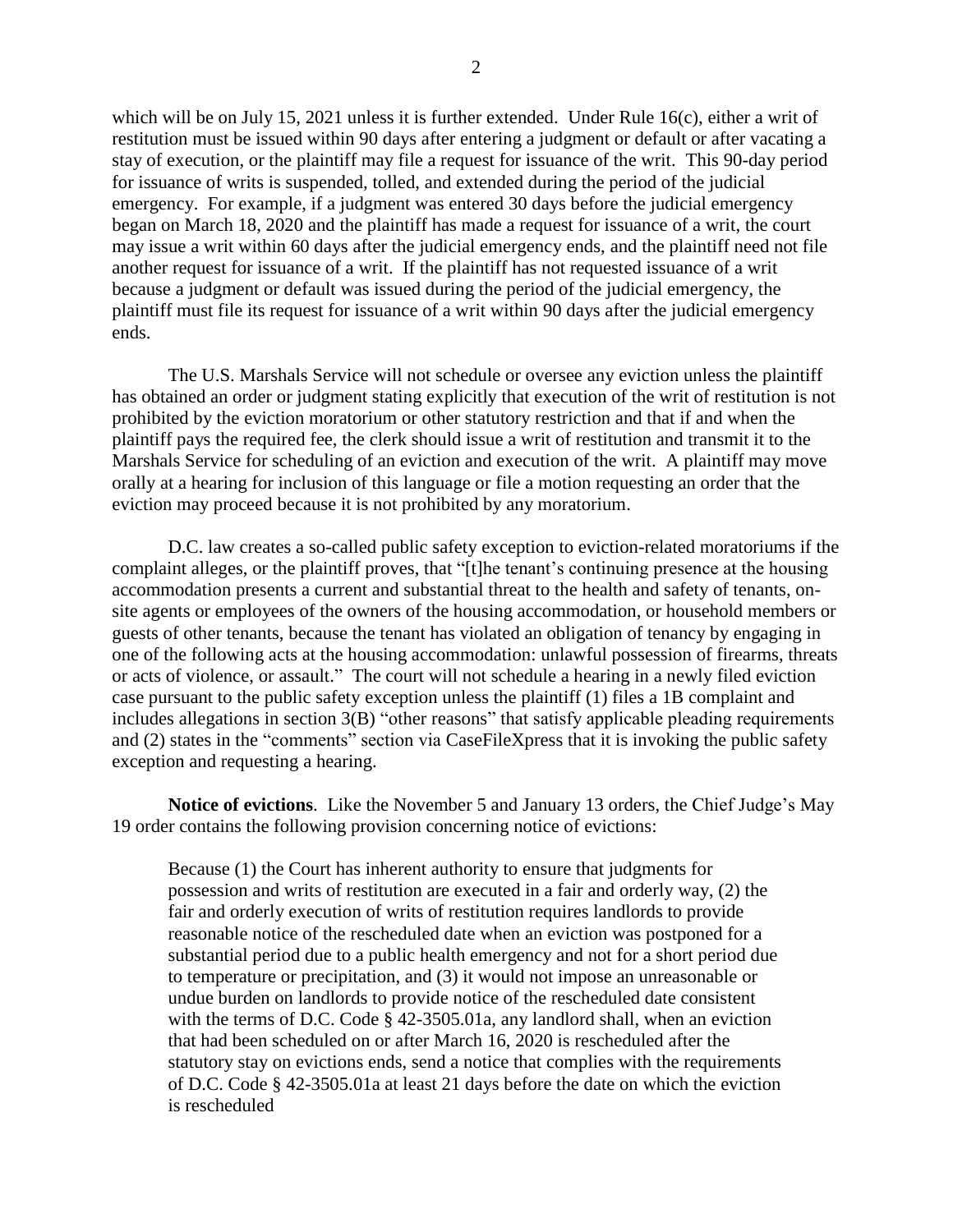which will be on July 15, 2021 unless it is further extended. Under Rule 16(c), either a writ of restitution must be issued within 90 days after entering a judgment or default or after vacating a stay of execution, or the plaintiff may file a request for issuance of the writ. This 90-day period for issuance of writs is suspended, tolled, and extended during the period of the judicial emergency. For example, if a judgment was entered 30 days before the judicial emergency began on March 18, 2020 and the plaintiff has made a request for issuance of a writ, the court may issue a writ within 60 days after the judicial emergency ends, and the plaintiff need not file another request for issuance of a writ. If the plaintiff has not requested issuance of a writ because a judgment or default was issued during the period of the judicial emergency, the plaintiff must file its request for issuance of a writ within 90 days after the judicial emergency ends.

The U.S. Marshals Service will not schedule or oversee any eviction unless the plaintiff has obtained an order or judgment stating explicitly that execution of the writ of restitution is not prohibited by the eviction moratorium or other statutory restriction and that if and when the plaintiff pays the required fee, the clerk should issue a writ of restitution and transmit it to the Marshals Service for scheduling of an eviction and execution of the writ. A plaintiff may move orally at a hearing for inclusion of this language or file a motion requesting an order that the eviction may proceed because it is not prohibited by any moratorium.

D.C. law creates a so-called public safety exception to eviction-related moratoriums if the complaint alleges, or the plaintiff proves, that "[t]he tenant's continuing presence at the housing accommodation presents a current and substantial threat to the health and safety of tenants, on-site agents or employees of the owners of the housing accommodation, or household members or guests of other tenants, because the tenant has violated an obligation of tenancy by engaging in one of the following acts at the housing accommodation: unlawful possession of firearms, threats or acts of violence, or assault." The court will not schedule a hearing in a newly filed eviction case pursuant to the public safety exception unless the plaintiff (1) files a 1B complaint and includes allegations in section 3(B) "other reasons" that satisfy applicable pleading requirements and (2) states in the "comments" section via CaseFileXpress that it is invoking the public safety exception and requesting a hearing.

**Notice of evictions**. Like the November 5 and January 13 orders, the Chief Judge's May 19 order contains the following provision concerning notice of evictions:

> Because (1) the Court has inherent authority to ensure that judgments for possession and writs of restitution are executed in a fair and orderly way, (2) the fair and orderly execution of writs of restitution requires landlords to provide reasonable notice of the rescheduled date when an eviction was postponed for a substantial period due to a public health emergency and not for a short period due to temperature or precipitation, and (3) it would not impose an unreasonable or undue burden on landlords to provide notice of the rescheduled date consistent with the terms of D.C. Code § 42-3505.01a, any landlord shall, when an eviction that had been scheduled on or after March 16, 2020 is rescheduled after the statutory stay on evictions ends, send a notice that complies with the requirements of D.C. Code § 42-3505.01a at least 21 days before the date on which the eviction is rescheduled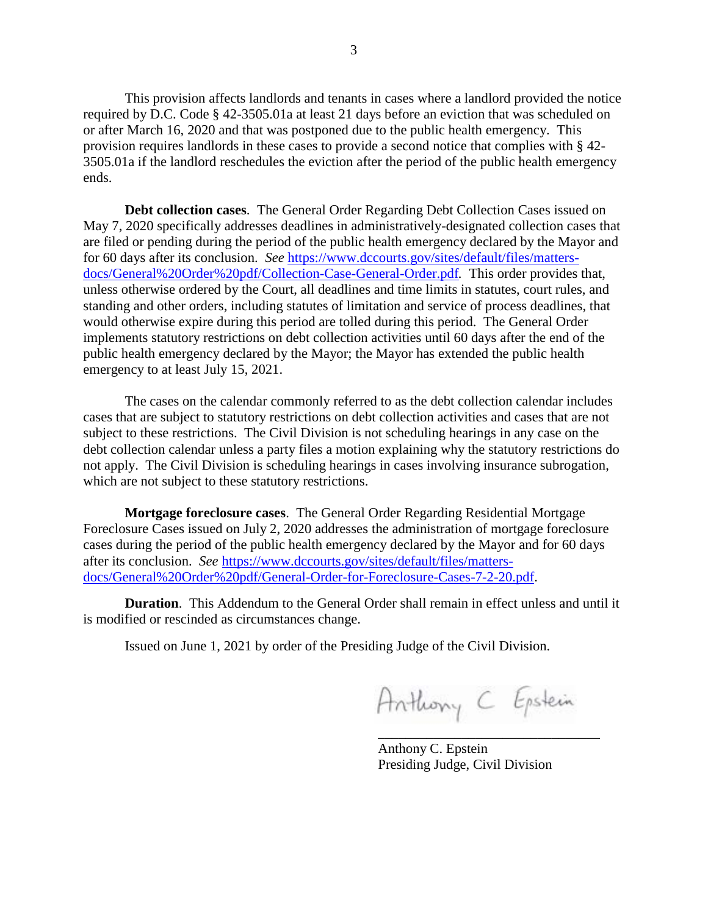This provision affects landlords and tenants in cases where a landlord provided the notice required by D.C. Code § 42-3505.01a at least 21 days before an eviction that was scheduled on or after March 16, 2020 and that was postponed due to the public health emergency. This provision requires landlords in these cases to provide a second notice that complies with § 42-3505.01a if the landlord reschedules the eviction after the period of the public health emergency ends.

**Debt collection cases**. The General Order Regarding Debt Collection Cases issued on May 7, 2020 specifically addresses deadlines in administratively-designated collection cases that are filed or pending during the period of the public health emergency declared by the Mayor and for 60 days after its conclusion. *See* https://www.dccourts.gov/sites/default/files/matters-docs/General%20Order%20pdf/Collection-Case-General-Order.pdf. This order provides that, unless otherwise ordered by the Court, all deadlines and time limits in statutes, court rules, and standing and other orders, including statutes of limitation and service of process deadlines, that would otherwise expire during this period are tolled during this period. The General Order implements statutory restrictions on debt collection activities until 60 days after the end of the public health emergency declared by the Mayor; the Mayor has extended the public health emergency to at least July 15, 2021.

The cases on the calendar commonly referred to as the debt collection calendar includes cases that are subject to statutory restrictions on debt collection activities and cases that are not subject to these restrictions. The Civil Division is not scheduling hearings in any case on the debt collection calendar unless a party files a motion explaining why the statutory restrictions do not apply. The Civil Division is scheduling hearings in cases involving insurance subrogation, which are not subject to these statutory restrictions.

**Mortgage foreclosure cases**. The General Order Regarding Residential Mortgage Foreclosure Cases issued on July 2, 2020 addresses the administration of mortgage foreclosure cases during the period of the public health emergency declared by the Mayor and for 60 days after its conclusion. *See* https://www.dccourts.gov/sites/default/files/matters-docs/General%20Order%20pdf/General-Order-for-Foreclosure-Cases-7-2-20.pdf.

**Duration**. This Addendum to the General Order shall remain in effect unless and until it is modified or rescinded as circumstances change.

Issued on June 1, 2021 by order of the Presiding Judge of the Civil Division.

Anthony C Epstein

Anthony C. Epstein
Presiding Judge, Civil Division